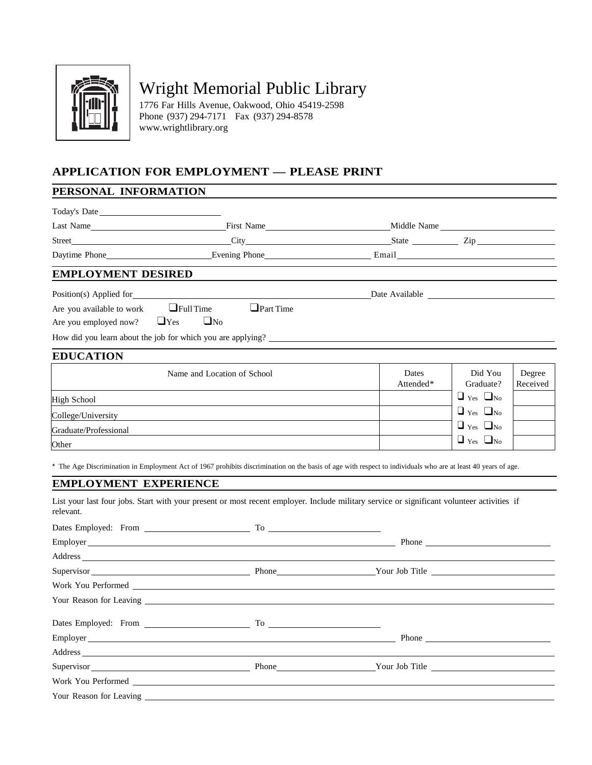# Wright Memorial Public Library

1776 Far Hills Avenue, Oakwood, Ohio 45419-2598
Phone (937) 294-7171 Fax (937) 294-8578
www.wrightlibrary.org

## APPLICATION FOR EMPLOYMENT — PLEASE PRINT

### PERSONAL INFORMATION

Today's Date ____________________

Last Name ____________________ First Name ____________________ Middle Name ____________________

Street ____________________ City ____________________ State __________ Zip __________

Daytime Phone ____________________ Evening Phone ____________________ Email ____________________

### EMPLOYMENT DESIRED

Position(s) Applied for ____________________ Date Available ____________________

Are you available to work ❑ Full Time ❑ Part Time

Are you employed now? ❑ Yes ❑ No

How did you learn about the job for which you are applying? ____________________

### EDUCATION

| Name and Location of School | Dates Attended* | Did You Graduate? | Degree Received |
|---|---|---|---|
| High School | | ❑ Yes ❑ No | |
| College/University | | ❑ Yes ❑ No | |
| Graduate/Professional | | ❑ Yes ❑ No | |
| Other | | ❑ Yes ❑ No | |

* The Age Discrimination in Employment Act of 1967 prohibits discrimination on the basis of age with respect to individuals who are at least 40 years of age.

### EMPLOYMENT EXPERIENCE

List your last four jobs. Start with your present or most recent employer. Include military service or significant volunteer activities if relevant.

Dates Employed: From ____________________ To ____________________

Employer ____________________ Phone ____________________

Address ____________________

Supervisor ____________________ Phone ____________________ Your Job Title ____________________

Work You Performed ____________________

Your Reason for Leaving ____________________

Dates Employed: From ____________________ To ____________________

Employer ____________________ Phone ____________________

Address ____________________

Supervisor ____________________ Phone ____________________ Your Job Title ____________________

Work You Performed ____________________

Your Reason for Leaving ____________________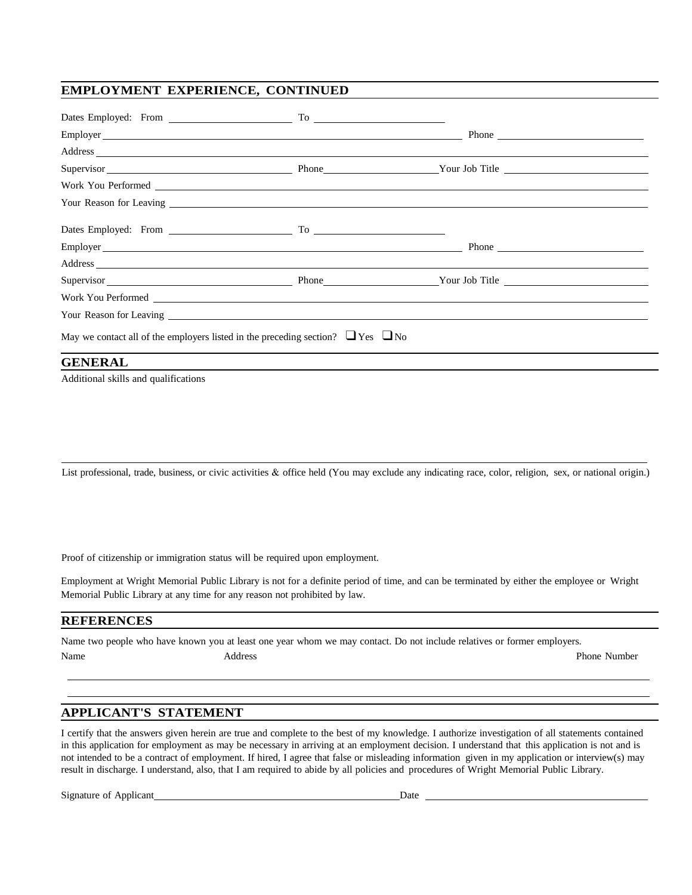## EMPLOYMENT EXPERIENCE, CONTINUED

Dates Employed: From ______________________ To ______________________

Employer ______________________________________________________________ Phone ______________________

Address ______________________________________________________________________________________

Supervisor ______________________________ Phone ____________________ Your Job Title ______________________

Work You Performed ______________________________________________________________________________

Your Reason for Leaving ___________________________________________________________________________

Dates Employed: From ______________________ To ______________________

Employer ______________________________________________________________ Phone ______________________

Address ______________________________________________________________________________________

Supervisor ______________________________ Phone ____________________ Your Job Title ______________________

Work You Performed ______________________________________________________________________________

Your Reason for Leaving ___________________________________________________________________________

May we contact all of the employers listed in the preceding section? ☐ Yes ☐ No

## GENERAL

Additional skills and qualifications

List professional, trade, business, or civic activities & office held (You may exclude any indicating race, color, religion, sex, or national origin.)

Proof of citizenship or immigration status will be required upon employment.

Employment at Wright Memorial Public Library is not for a definite period of time, and can be terminated by either the employee or Wright Memorial Public Library at any time for any reason not prohibited by law.

## REFERENCES

Name two people who have known you at least one year whom we may contact. Do not include relatives or former employers.

| Name | Address | Phone Number |
|---|---|---|
| | | |
| | | |

## APPLICANT'S STATEMENT

I certify that the answers given herein are true and complete to the best of my knowledge. I authorize investigation of all statements contained in this application for employment as may be necessary in arriving at an employment decision. I understand that this application is not and is not intended to be a contract of employment. If hired, I agree that false or misleading information given in my application or interview(s) may result in discharge. I understand, also, that I am required to abide by all policies and procedures of Wright Memorial Public Library.

Signature of Applicant ______________________________________ Date ______________________________________